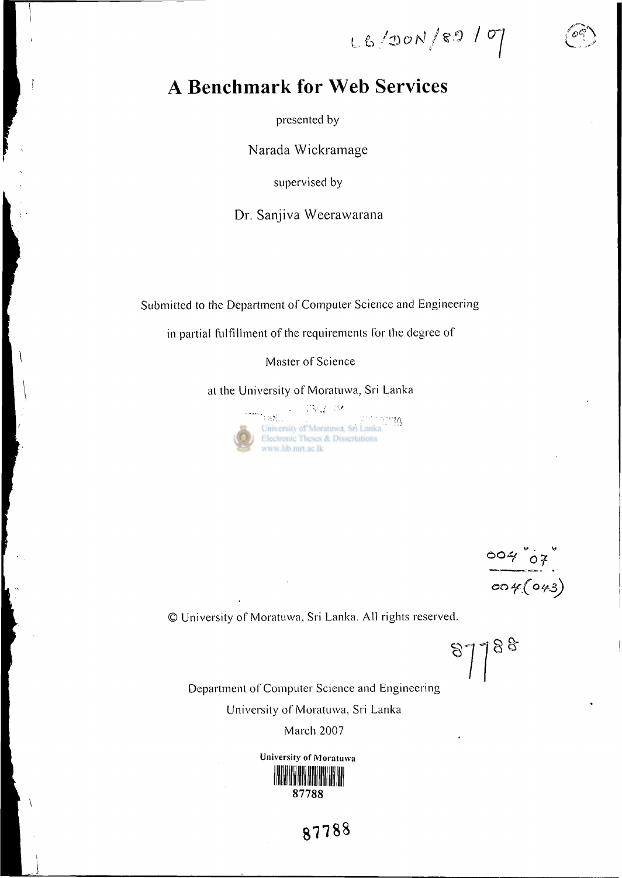LB/DON/89/07

# A Benchmark for Web Services

presented by

Narada Wickramage

supervised by

Dr. Sanjiva Weerawarana

Submitted to the Department of Computer Science and Engineering

in partial fulfillment of the requirements for the degree of

Master of Science

at the University of Moratuwa, Sri Lanka

004"07"
004(043)

© University of Moratuwa, Sri Lanka. All rights reserved.

87788

Department of Computer Science and Engineering

University of Moratuwa, Sri Lanka

March 2007

University of Moratuwa

87788

87788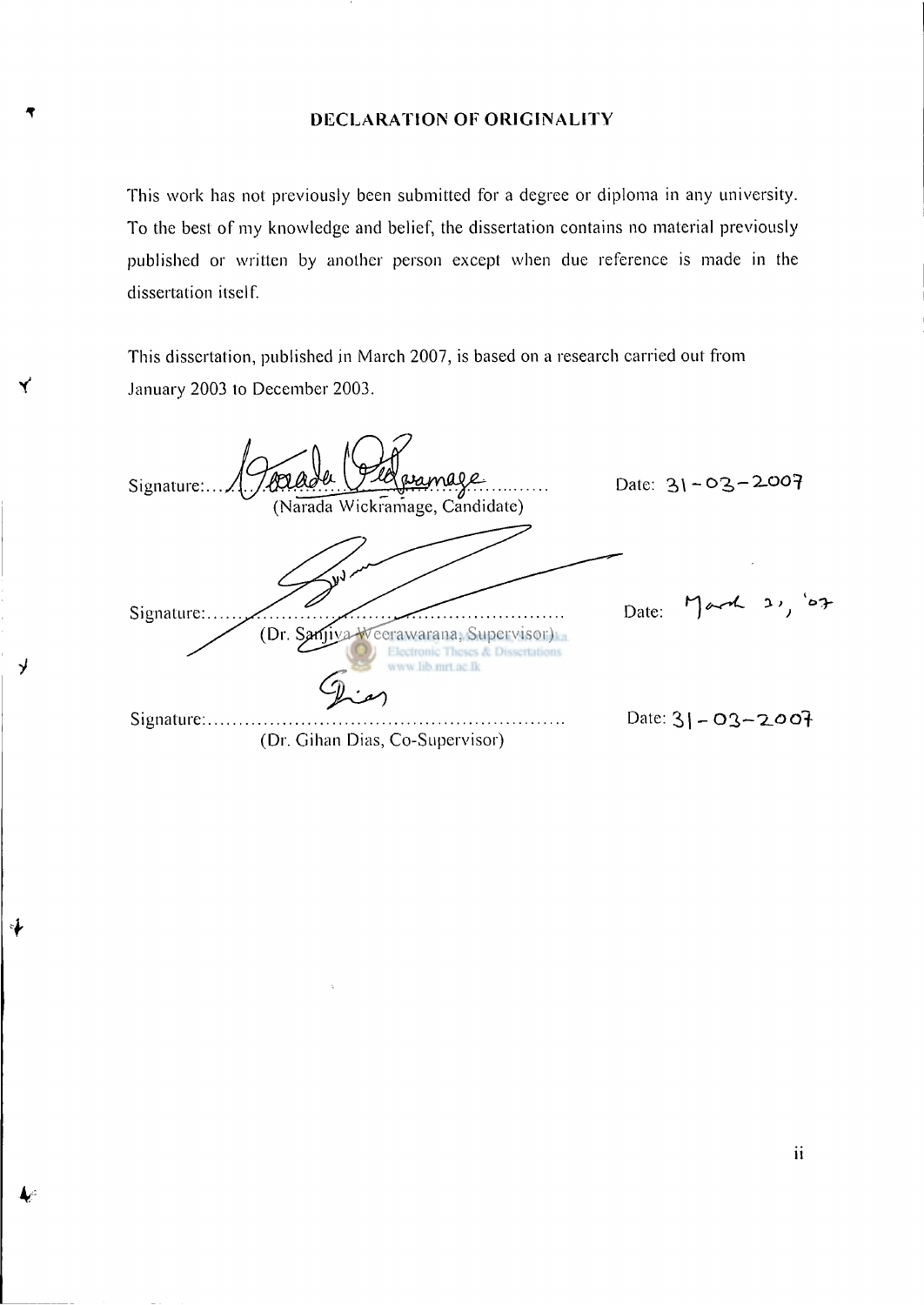# DECLARATION OF ORIGINALITY

This work has not previously been submitted for a degree or diploma in any university. To the best of my knowledge and belief, the dissertation contains no material previously published or written by another person except when due reference is made in the dissertation itself.

This dissertation, published in March 2007, is based on a research carried out from January 2003 to December 2003.

Signature:........................................ Date: 31-03-2007
(Narada Wickramage, Candidate)

Signature:........................................ Date: March 31, '07
(Dr. Sanjiva Weerawarana, Supervisor)

Signature:........................................ Date: 31-03-2007
(Dr. Gihan Dias, Co-Supervisor)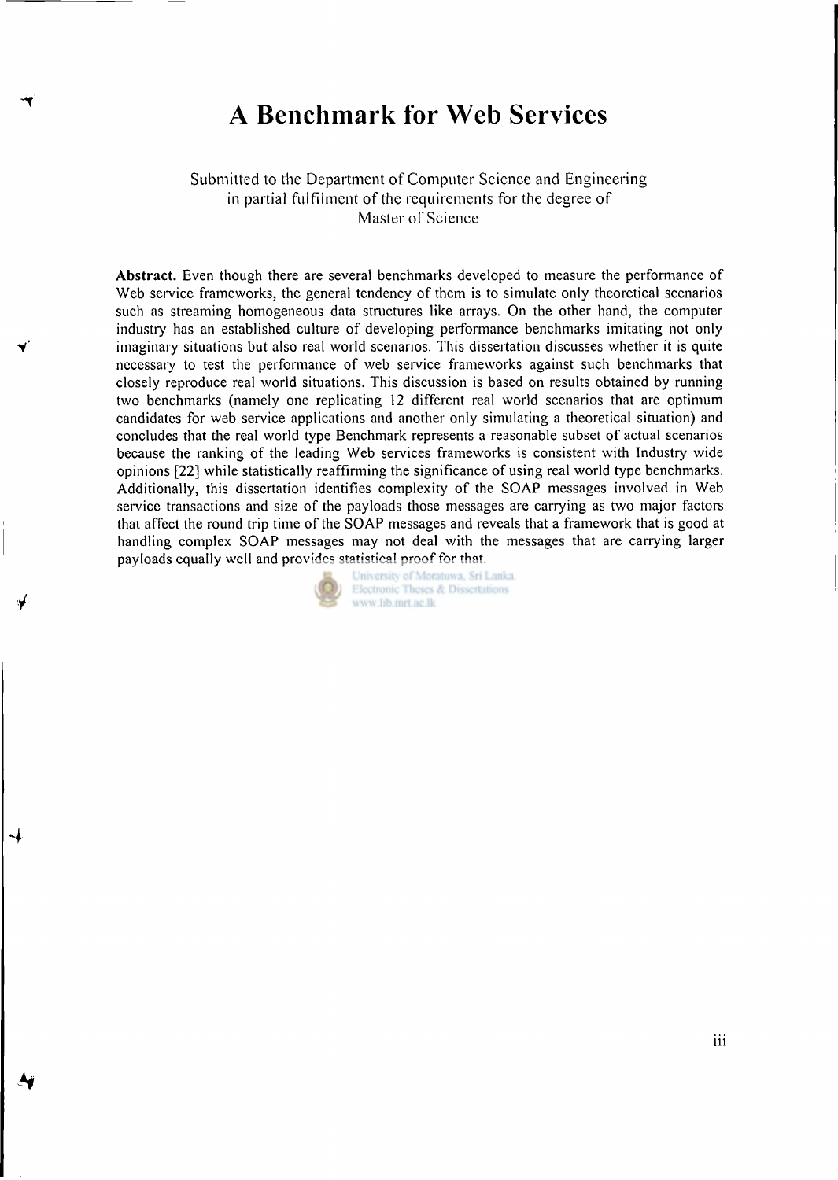# A Benchmark for Web Services

Submitted to the Department of Computer Science and Engineering
in partial fulfilment of the requirements for the degree of
Master of Science

**Abstract.** Even though there are several benchmarks developed to measure the performance of Web service frameworks, the general tendency of them is to simulate only theoretical scenarios such as streaming homogeneous data structures like arrays. On the other hand, the computer industry has an established culture of developing performance benchmarks imitating not only imaginary situations but also real world scenarios. This dissertation discusses whether it is quite necessary to test the performance of web service frameworks against such benchmarks that closely reproduce real world situations. This discussion is based on results obtained by running two benchmarks (namely one replicating 12 different real world scenarios that are optimum candidates for web service applications and another only simulating a theoretical situation) and concludes that the real world type Benchmark represents a reasonable subset of actual scenarios because the ranking of the leading Web services frameworks is consistent with Industry wide opinions [22] while statistically reaffirming the significance of using real world type benchmarks. Additionally, this dissertation identifies complexity of the SOAP messages involved in Web service transactions and size of the payloads those messages are carrying as two major factors that affect the round trip time of the SOAP messages and reveals that a framework that is good at handling complex SOAP messages may not deal with the messages that are carrying larger payloads equally well and provides statistical proof for that.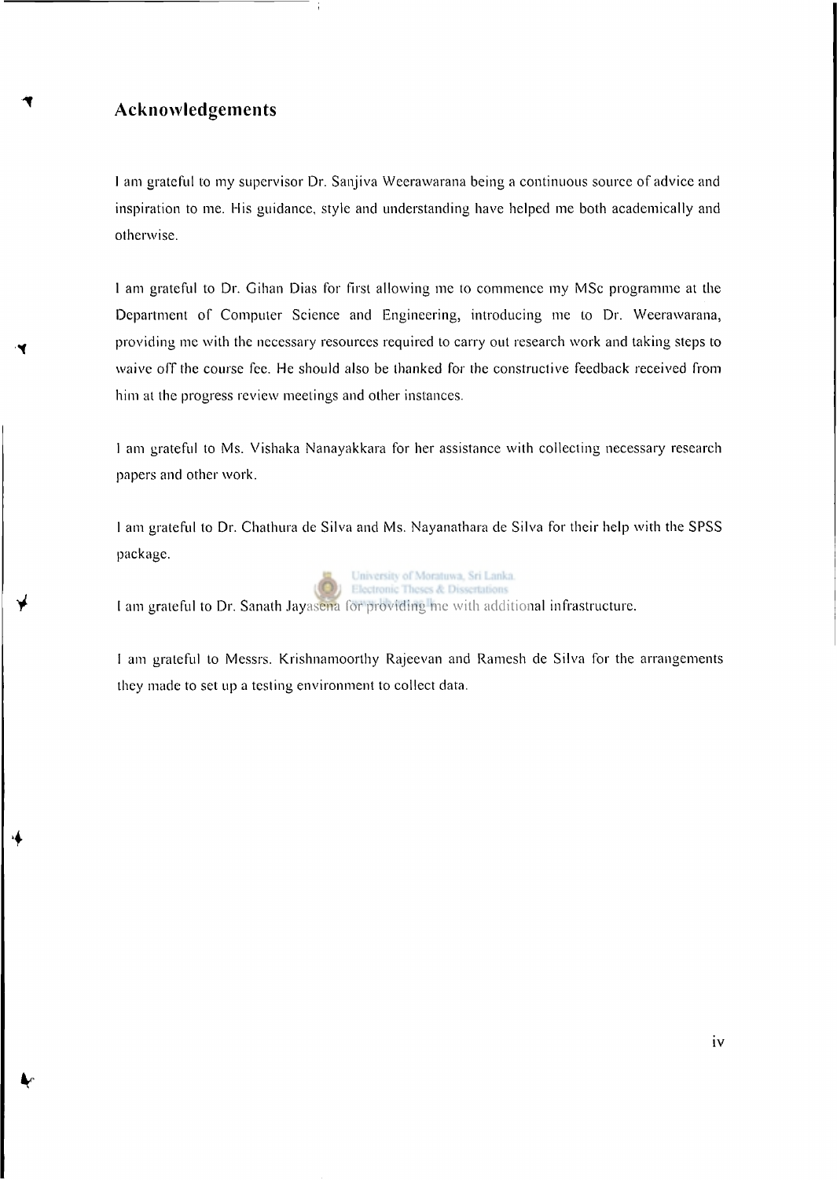## Acknowledgements

I am grateful to my supervisor Dr. Sanjiva Weerawarana being a continuous source of advice and inspiration to me. His guidance, style and understanding have helped me both academically and otherwise.

I am grateful to Dr. Gihan Dias for first allowing me to commence my MSc programme at the Department of Computer Science and Engineering, introducing me to Dr. Weerawarana, providing me with the necessary resources required to carry out research work and taking steps to waive off the course fee. He should also be thanked for the constructive feedback received from him at the progress review meetings and other instances.

I am grateful to Ms. Vishaka Nanayakkara for her assistance with collecting necessary research papers and other work.

I am grateful to Dr. Chathura de Silva and Ms. Nayanathara de Silva for their help with the SPSS package.

I am grateful to Dr. Sanath Jayasena for providing me with additional infrastructure.

I am grateful to Messrs. Krishnamoorthy Rajeevan and Ramesh de Silva for the arrangements they made to set up a testing environment to collect data.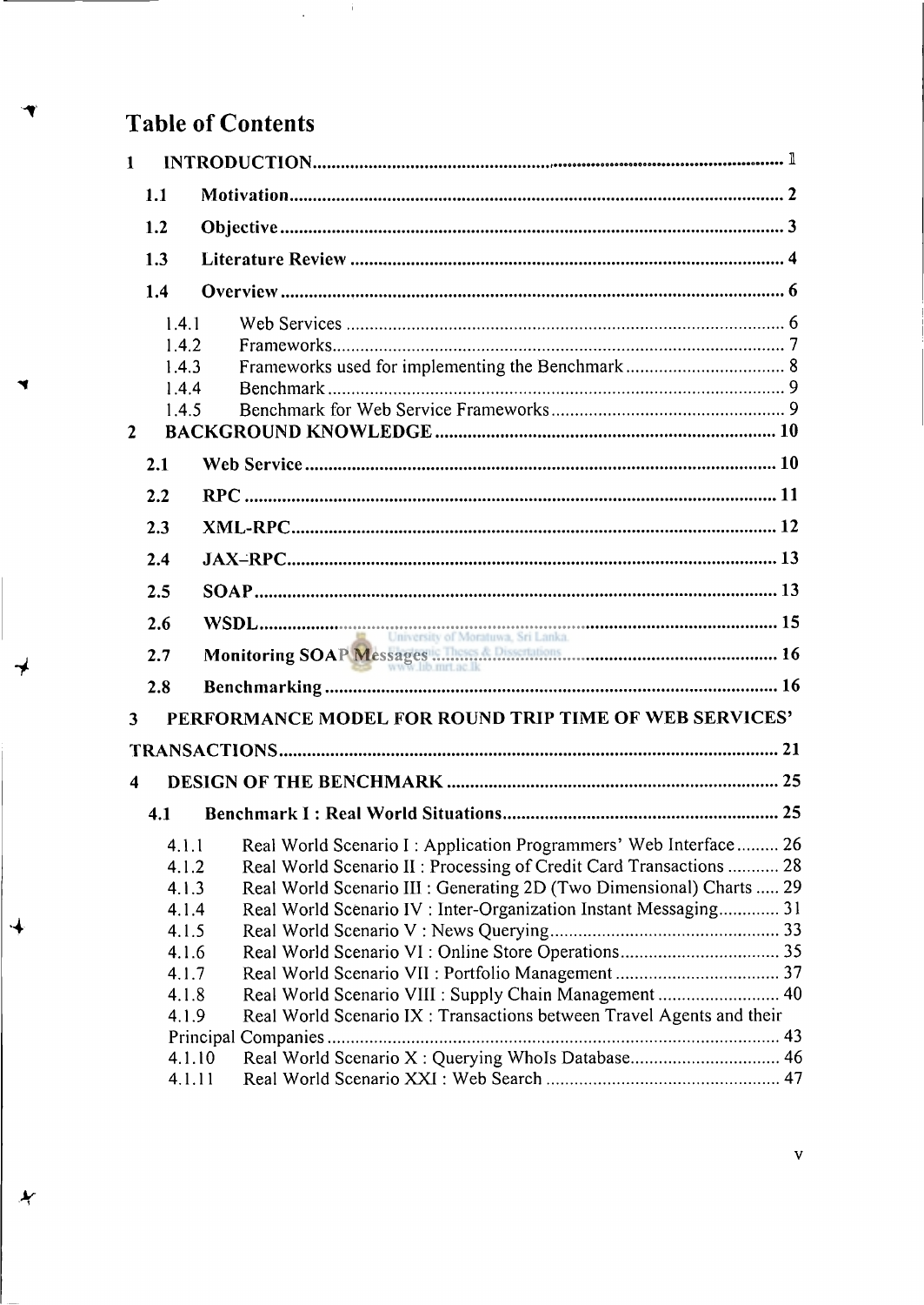# Table of Contents

1 INTRODUCTION .......... 1

1.1 Motivation .......... 2

1.2 Objective .......... 3

1.3 Literature Review .......... 4

1.4 Overview .......... 6

1.4.1 Web Services .......... 6
1.4.2 Frameworks .......... 7
1.4.3 Frameworks used for implementing the Benchmark .......... 8
1.4.4 Benchmark .......... 9
1.4.5 Benchmark for Web Service Frameworks .......... 9

2 BACKGROUND KNOWLEDGE .......... 10

2.1 Web Service .......... 10

2.2 RPC .......... 11

2.3 XML-RPC .......... 12

2.4 JAX-RPC .......... 13

2.5 SOAP .......... 13

2.6 WSDL .......... 15

2.7 Monitoring SOAP Messages .......... 16

2.8 Benchmarking .......... 16

3 PERFORMANCE MODEL FOR ROUND TRIP TIME OF WEB SERVICES' TRANSACTIONS .......... 21

4 DESIGN OF THE BENCHMARK .......... 25

4.1 Benchmark I : Real World Situations .......... 25

4.1.1 Real World Scenario I : Application Programmers' Web Interface .......... 26
4.1.2 Real World Scenario II : Processing of Credit Card Transactions .......... 28
4.1.3 Real World Scenario III : Generating 2D (Two Dimensional) Charts .......... 29
4.1.4 Real World Scenario IV : Inter-Organization Instant Messaging .......... 31
4.1.5 Real World Scenario V : News Querying .......... 33
4.1.6 Real World Scenario VI : Online Store Operations .......... 35
4.1.7 Real World Scenario VII : Portfolio Management .......... 37
4.1.8 Real World Scenario VIII : Supply Chain Management .......... 40
4.1.9 Real World Scenario IX : Transactions between Travel Agents and their Principal Companies .......... 43
4.1.10 Real World Scenario X : Querying WhoIs Database .......... 46
4.1.11 Real World Scenario XXI : Web Search .......... 47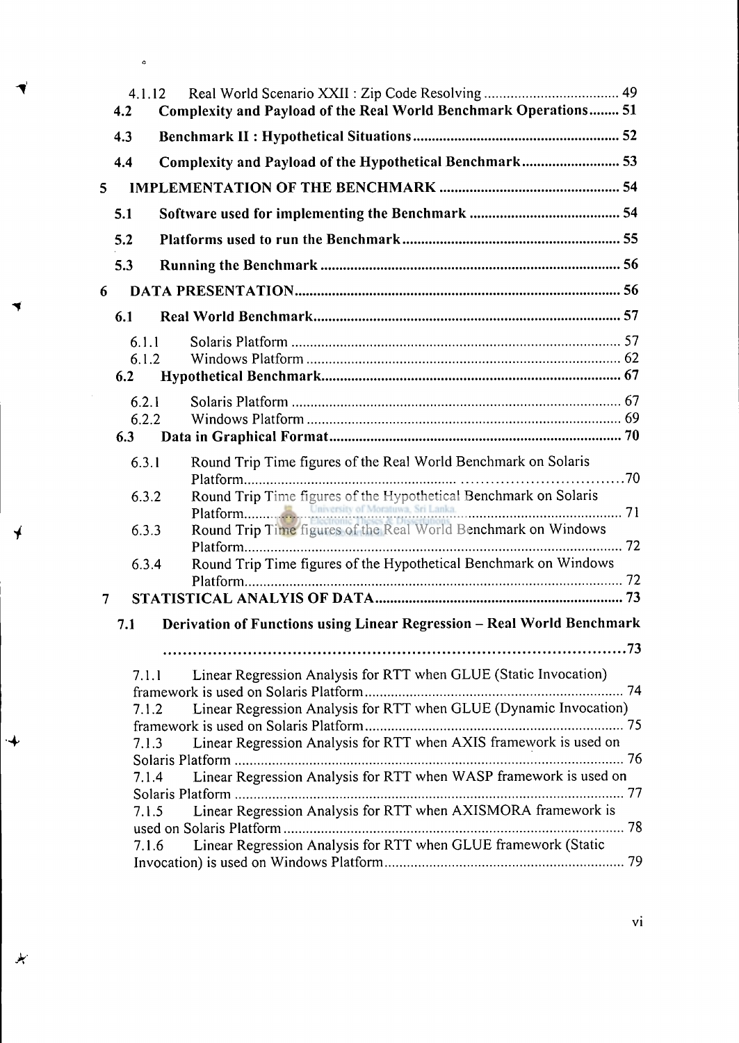4.1.12 Real World Scenario XXII : Zip Code Resolving .................................... 49

**4.2 Complexity and Payload of the Real World Benchmark Operations........ 51**

**4.3 Benchmark II : Hypothetical Situations....................................................... 52**

**4.4 Complexity and Payload of the Hypothetical Benchmark.......................... 53**

**5 IMPLEMENTATION OF THE BENCHMARK ................................................ 54**

**5.1 Software used for implementing the Benchmark ........................................ 54**

**5.2 Platforms used to run the Benchmark.......................................................... 55**

**5.3 Running the Benchmark ................................................................................ 56**

**6 DATA PRESENTATION...................................................................................... 56**

**6.1 Real World Benchmark.................................................................................. 57**

6.1.1 Solaris Platform ....................................................................................... 57

6.1.2 Windows Platform ................................................................................... 62

**6.2 Hypothetical Benchmark................................................................................ 67**

6.2.1 Solaris Platform ....................................................................................... 67

6.2.2 Windows Platform ................................................................................... 69

**6.3 Data in Graphical Format.............................................................................. 70**

6.3.1 Round Trip Time figures of the Real World Benchmark on Solaris Platform........................................................................................................70

6.3.2 Round Trip Time figures of the Hypothetical Benchmark on Solaris Platform...................................................................................................... 71

6.3.3 Round Trip Time figures of the Real World Benchmark on Windows Platform...................................................................................................... 72

6.3.4 Round Trip Time figures of the Hypothetical Benchmark on Windows Platform...................................................................................................... 72

**7 STATISTICAL ANALYIS OF DATA.................................................................. 73**

**7.1 Derivation of Functions using Linear Regression – Real World Benchmark ..................................................................................................73**

7.1.1 Linear Regression Analysis for RTT when GLUE (Static Invocation) framework is used on Solaris Platform..................................................................... 74

7.1.2 Linear Regression Analysis for RTT when GLUE (Dynamic Invocation) framework is used on Solaris Platform..................................................................... 75

7.1.3 Linear Regression Analysis for RTT when AXIS framework is used on Solaris Platform ....................................................................................................... 76

7.1.4 Linear Regression Analysis for RTT when WASP framework is used on Solaris Platform ....................................................................................................... 77

7.1.5 Linear Regression Analysis for RTT when AXISMORA framework is used on Solaris Platform........................................................................................... 78

7.1.6 Linear Regression Analysis for RTT when GLUE framework (Static Invocation) is used on Windows Platform................................................................ 79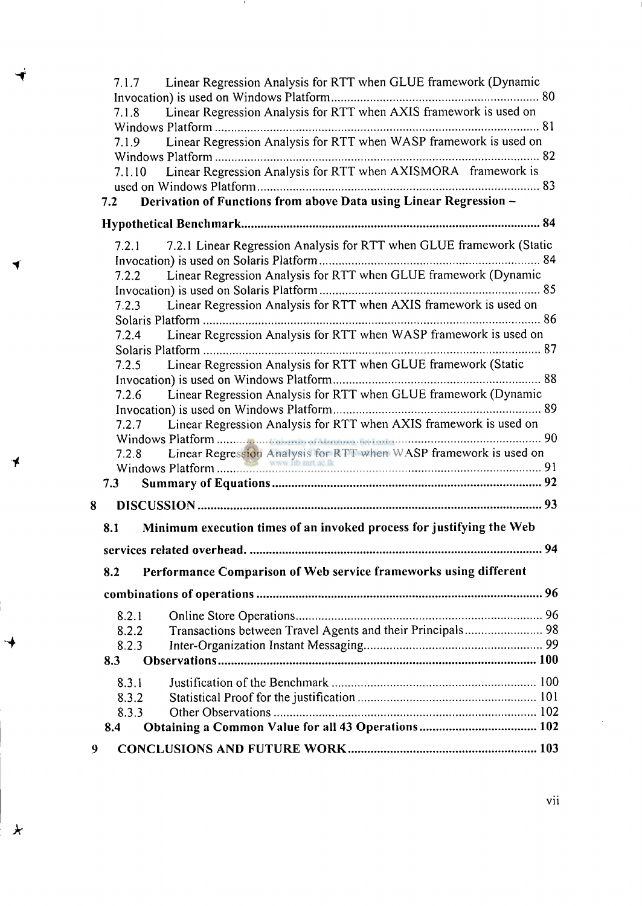7.1.7 Linear Regression Analysis for RTT when GLUE framework (Dynamic Invocation) is used on Windows Platform ..... 80
7.1.8 Linear Regression Analysis for RTT when AXIS framework is used on Windows Platform ..... 81
7.1.9 Linear Regression Analysis for RTT when WASP framework is used on Windows Platform ..... 82
7.1.10 Linear Regression Analysis for RTT when AXISMORA framework is used on Windows Platform ..... 83

**7.2 Derivation of Functions from above Data using Linear Regression – Hypothetical Benchmark ..... 84**

7.2.1 7.2.1 Linear Regression Analysis for RTT when GLUE framework (Static Invocation) is used on Solaris Platform ..... 84
7.2.2 Linear Regression Analysis for RTT when GLUE framework (Dynamic Invocation) is used on Solaris Platform ..... 85
7.2.3 Linear Regression Analysis for RTT when AXIS framework is used on Solaris Platform ..... 86
7.2.4 Linear Regression Analysis for RTT when WASP framework is used on Solaris Platform ..... 87
7.2.5 Linear Regression Analysis for RTT when GLUE framework (Static Invocation) is used on Windows Platform ..... 88
7.2.6 Linear Regression Analysis for RTT when GLUE framework (Dynamic Invocation) is used on Windows Platform ..... 89
7.2.7 Linear Regression Analysis for RTT when AXIS framework is used on Windows Platform ..... 90
7.2.8 Linear Regression Analysis for RTT when WASP framework is used on Windows Platform ..... 91

**7.3 Summary of Equations ..... 92**

**8 DISCUSSION ..... 93**

**8.1 Minimum execution times of an invoked process for justifying the Web services related overhead. ..... 94**

**8.2 Performance Comparison of Web service frameworks using different combinations of operations ..... 96**

8.2.1 Online Store Operations ..... 96
8.2.2 Transactions between Travel Agents and their Principals ..... 98
8.2.3 Inter-Organization Instant Messaging ..... 99

**8.3 Observations ..... 100**

8.3.1 Justification of the Benchmark ..... 100
8.3.2 Statistical Proof for the justification ..... 101
8.3.3 Other Observations ..... 102

**8.4 Obtaining a Common Value for all 43 Operations ..... 102**

**9 CONCLUSIONS AND FUTURE WORK ..... 103**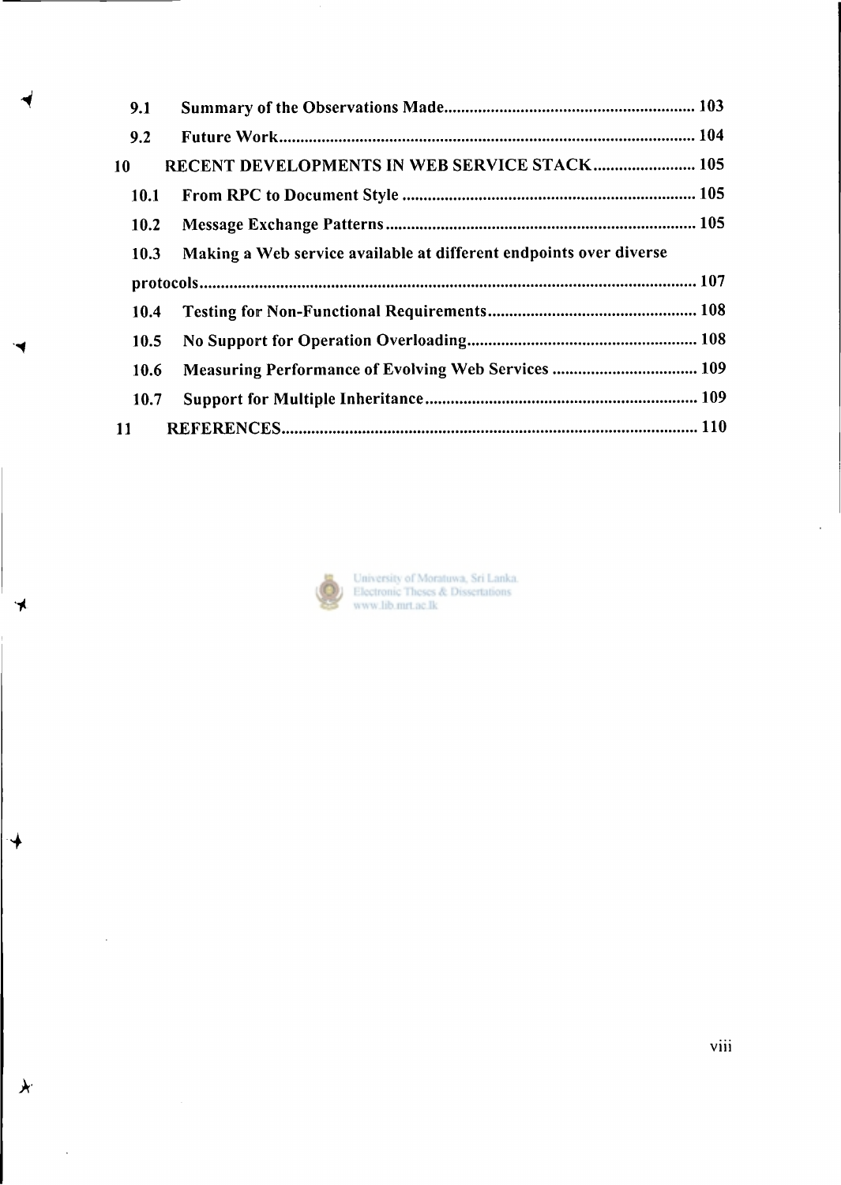9.1 Summary of the Observations Made........................................................... 103

9.2 Future Work................................................................................................. 104

10 RECENT DEVELOPMENTS IN WEB SERVICE STACK........................ 105

10.1 From RPC to Document Style ..................................................................... 105

10.2 Message Exchange Patterns......................................................................... 105

10.3 Making a Web service available at different endpoints over diverse protocols.................................................................................................................... 107

10.4 Testing for Non-Functional Requirements................................................. 108

10.5 No Support for Operation Overloading...................................................... 108

10.6 Measuring Performance of Evolving Web Services .................................. 109

10.7 Support for Multiple Inheritance................................................................ 109

11 REFERENCES................................................................................................. 110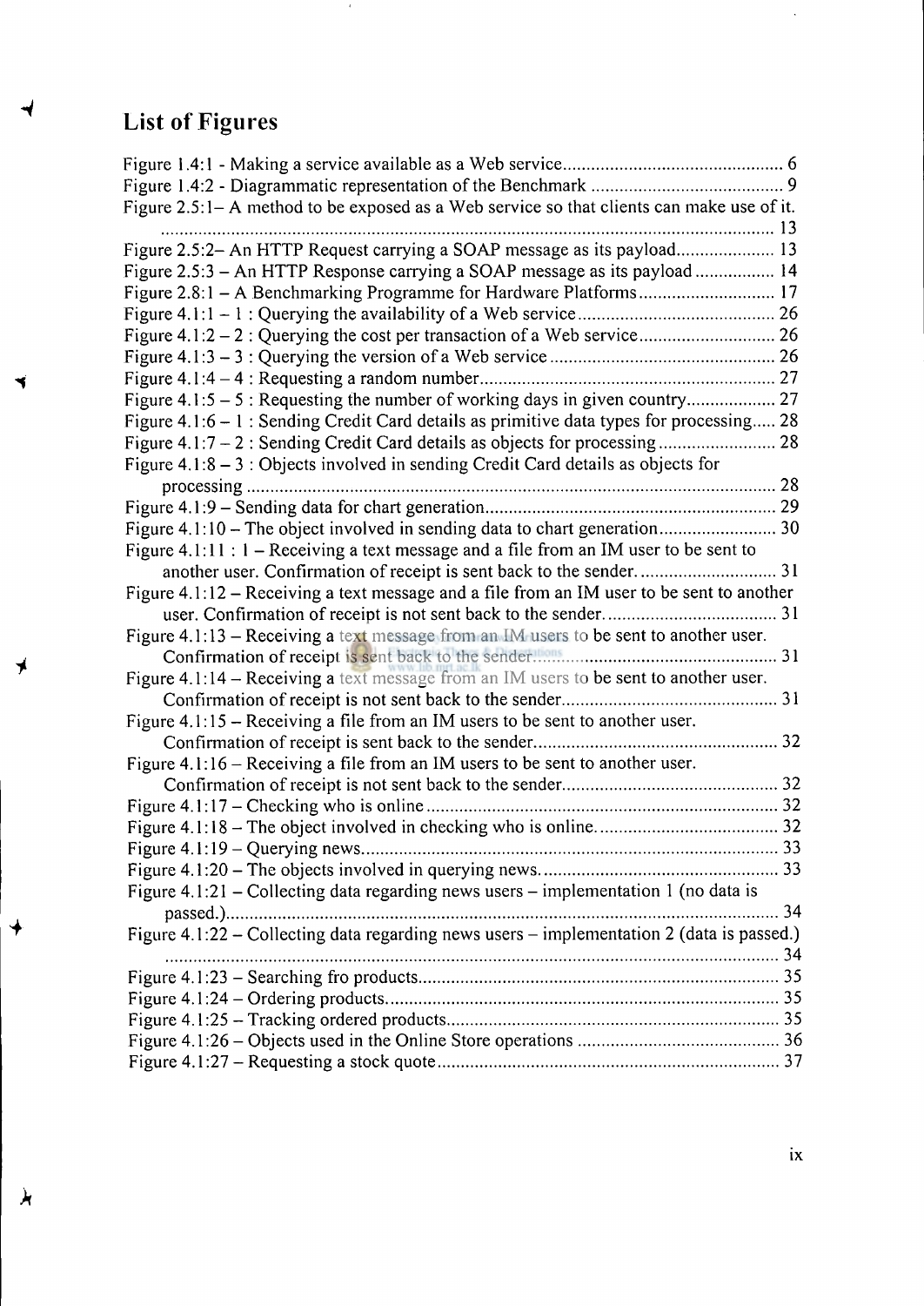# List of Figures

Figure 1.4:1 - Making a service available as a Web service ........ 6
Figure 1.4:2 - Diagrammatic representation of the Benchmark ........ 9
Figure 2.5:1– A method to be exposed as a Web service so that clients can make use of it. ........ 13
Figure 2.5:2– An HTTP Request carrying a SOAP message as its payload ........ 13
Figure 2.5:3 – An HTTP Response carrying a SOAP message as its payload ........ 14
Figure 2.8:1 – A Benchmarking Programme for Hardware Platforms ........ 17
Figure 4.1:1 – 1 : Querying the availability of a Web service ........ 26
Figure 4.1:2 – 2 : Querying the cost per transaction of a Web service ........ 26
Figure 4.1:3 – 3 : Querying the version of a Web service ........ 26
Figure 4.1:4 – 4 : Requesting a random number ........ 27
Figure 4.1:5 – 5 : Requesting the number of working days in given country ........ 27
Figure 4.1:6 – 1 : Sending Credit Card details as primitive data types for processing ........ 28
Figure 4.1:7 – 2 : Sending Credit Card details as objects for processing ........ 28
Figure 4.1:8 – 3 : Objects involved in sending Credit Card details as objects for processing ........ 28
Figure 4.1:9 – Sending data for chart generation ........ 29
Figure 4.1:10 – The object involved in sending data to chart generation ........ 30
Figure 4.1:11 : 1 – Receiving a text message and a file from an IM user to be sent to another user. Confirmation of receipt is sent back to the sender. ........ 31
Figure 4.1:12 – Receiving a text message and a file from an IM user to be sent to another user. Confirmation of receipt is not sent back to the sender. ........ 31
Figure 4.1:13 – Receiving a text message from an IM users to be sent to another user. Confirmation of receipt is sent back to the sender. ........ 31
Figure 4.1:14 – Receiving a text message from an IM users to be sent to another user. Confirmation of receipt is not sent back to the sender ........ 31
Figure 4.1:15 – Receiving a file from an IM users to be sent to another user. Confirmation of receipt is sent back to the sender ........ 32
Figure 4.1:16 – Receiving a file from an IM users to be sent to another user. Confirmation of receipt is not sent back to the sender ........ 32
Figure 4.1:17 – Checking who is online ........ 32
Figure 4.1:18 – The object involved in checking who is online. ........ 32
Figure 4.1:19 – Querying news ........ 33
Figure 4.1:20 – The objects involved in querying news. ........ 33
Figure 4.1:21 – Collecting data regarding news users – implementation 1 (no data is passed.) ........ 34
Figure 4.1:22 – Collecting data regarding news users – implementation 2 (data is passed.) ........ 34
Figure 4.1:23 – Searching fro products ........ 35
Figure 4.1:24 – Ordering products ........ 35
Figure 4.1:25 – Tracking ordered products ........ 35
Figure 4.1:26 – Objects used in the Online Store operations ........ 36
Figure 4.1:27 – Requesting a stock quote ........ 37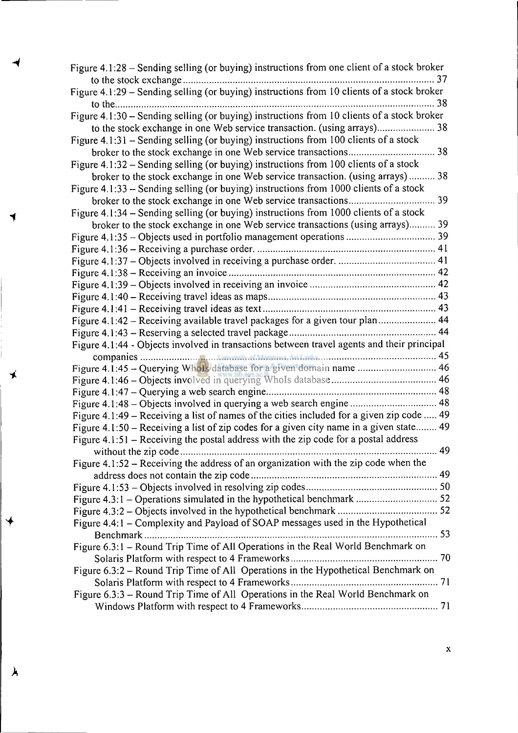Figure 4.1:28 – Sending selling (or buying) instructions from one client of a stock broker to the stock exchange ........................................................................................... 37

Figure 4.1:29 – Sending selling (or buying) instructions from 10 clients of a stock broker to the........................................................................................................................ 38

Figure 4.1:30 – Sending selling (or buying) instructions from 10 clients of a stock broker to the stock exchange in one Web service transaction. (using arrays)...................... 38

Figure 4.1:31 – Sending selling (or buying) instructions from 100 clients of a stock broker to the stock exchange in one Web service transactions................................. 38

Figure 4.1:32 – Sending selling (or buying) instructions from 100 clients of a stock broker to the stock exchange in one Web service transaction. (using arrays) .......... 38

Figure 4.1:33 – Sending selling (or buying) instructions from 1000 clients of a stock broker to the stock exchange in one Web service transactions................................. 39

Figure 4.1:34 – Sending selling (or buying) instructions from 1000 clients of a stock broker to the stock exchange in one Web service transactions (using arrays).......... 39

Figure 4.1:35 – Objects used in portfolio management operations .................................. 39

Figure 4.1:36 – Receiving a purchase order. .................................................................... 41

Figure 4.1:37 – Objects involved in receiving a purchase order. ..................................... 41

Figure 4.1:38 – Receiving an invoice .............................................................................. 42

Figure 4.1:39 – Objects involved in receiving an invoice ................................................ 42

Figure 4.1:40 – Receiving travel ideas as maps ................................................................ 43

Figure 4.1:41 – Receiving travel ideas as text .................................................................. 43

Figure 4.1:42 – Receiving available travel packages for a given tour plan...................... 44

Figure 4.1:43 – Reserving a selected travel package ........................................................ 44

Figure 4.1:44 - Objects involved in transactions between travel agents and their principal companies ................................................................................................................ 45

Figure 4.1:45 – Querying WhoIs database for a given domain name .............................. 46

Figure 4.1:46 – Objects involved in querying WhoIs database........................................ 46

Figure 4.1:47 – Querying a web search engine................................................................. 48

Figure 4.1:48 – Objects involved in querying a web search engine ................................. 48

Figure 4.1:49 – Receiving a list of names of the cities included for a given zip code ..... 49

Figure 4.1:50 – Receiving a list of zip codes for a given city name in a given state........ 49

Figure 4.1:51 – Receiving the postal address with the zip code for a postal address without the zip code ................................................................................................. 49

Figure 4.1:52 – Receiving the address of an organization with the zip code when the address does not contain the zip code ....................................................................... 49

Figure 4.1:53 – Objects involved in resolving zip codes .................................................. 50

Figure 4.3:1 – Operations simulated in the hypothetical benchmark ............................... 52

Figure 4.3:2 – Objects involved in the hypothetical benchmark ...................................... 52

Figure 4.4:1 – Complexity and Payload of SOAP messages used in the Hypothetical Benchmark ............................................................................................................... 53

Figure 6.3:1 – Round Trip Time of All Operations in the Real World Benchmark on Solaris Platform with respect to 4 Frameworks........................................................ 70

Figure 6.3:2 – Round Trip Time of All Operations in the Hypothetical Benchmark on Solaris Platform with respect to 4 Frameworks........................................................ 71

Figure 6.3:3 – Round Trip Time of All Operations in the Real World Benchmark on Windows Platform with respect to 4 Frameworks.................................................... 71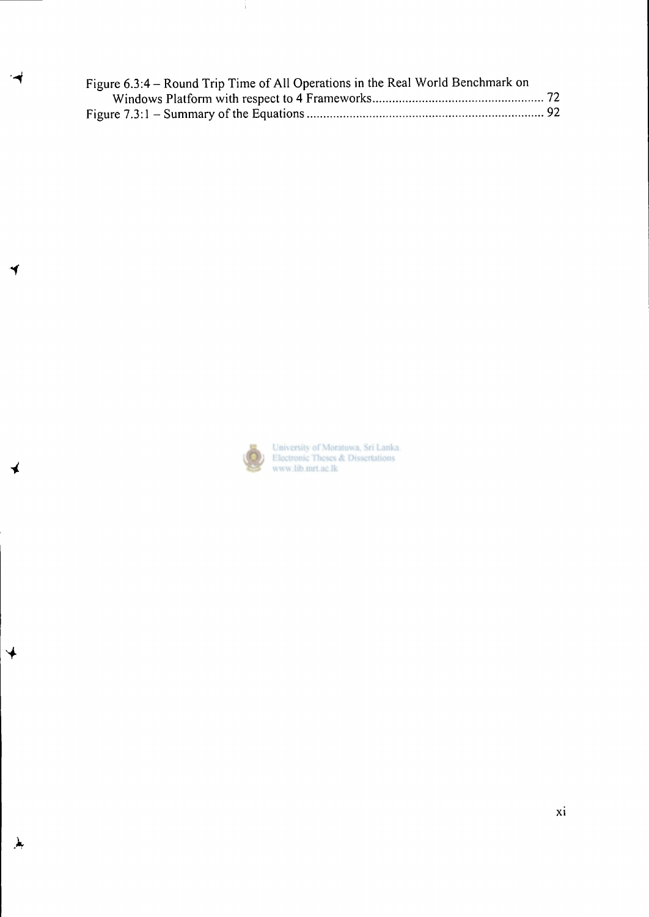Figure 6.3:4 – Round Trip Time of All Operations in the Real World Benchmark on Windows Platform with respect to 4 Frameworks .................................................. 72

Figure 7.3:1 – Summary of the Equations ...................................................................... 92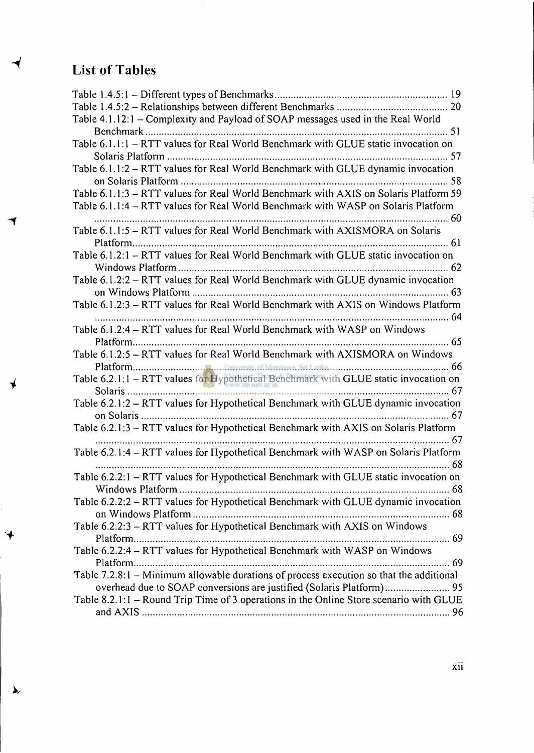# List of Tables

Table 1.4.5:1 – Different types of Benchmarks ..... 19
Table 1.4.5:2 – Relationships between different Benchmarks ..... 20
Table 4.1.12:1 – Complexity and Payload of SOAP messages used in the Real World Benchmark ..... 51
Table 6.1.1:1 – RTT values for Real World Benchmark with GLUE static invocation on Solaris Platform ..... 57
Table 6.1.1:2 – RTT values for Real World Benchmark with GLUE dynamic invocation on Solaris Platform ..... 58
Table 6.1.1:3 – RTT values for Real World Benchmark with AXIS on Solaris Platform 59
Table 6.1.1:4 – RTT values for Real World Benchmark with WASP on Solaris Platform ..... 60
Table 6.1.1:5 – RTT values for Real World Benchmark with AXISMORA on Solaris Platform ..... 61
Table 6.1.2:1 – RTT values for Real World Benchmark with GLUE static invocation on Windows Platform ..... 62
Table 6.1.2:2 – RTT values for Real World Benchmark with GLUE dynamic invocation on Windows Platform ..... 63
Table 6.1.2:3 – RTT values for Real World Benchmark with AXIS on Windows Platform ..... 64
Table 6.1.2:4 – RTT values for Real World Benchmark with WASP on Windows Platform ..... 65
Table 6.1.2:5 – RTT values for Real World Benchmark with AXISMORA on Windows Platform ..... 66
Table 6.2.1:1 – RTT values for Hypothetical Benchmark with GLUE static invocation on Solaris ..... 67
Table 6.2.1:2 – RTT values for Hypothetical Benchmark with GLUE dynamic invocation on Solaris ..... 67
Table 6.2.1:3 – RTT values for Hypothetical Benchmark with AXIS on Solaris Platform ..... 67
Table 6.2.1:4 – RTT values for Hypothetical Benchmark with WASP on Solaris Platform ..... 68
Table 6.2.2:1 – RTT values for Hypothetical Benchmark with GLUE static invocation on Windows Platform ..... 68
Table 6.2.2:2 – RTT values for Hypothetical Benchmark with GLUE dynamic invocation on Windows Platform ..... 68
Table 6.2.2:3 – RTT values for Hypothetical Benchmark with AXIS on Windows Platform ..... 69
Table 6.2.2:4 – RTT values for Hypothetical Benchmark with WASP on Windows Platform ..... 69
Table 7.2.8:1 – Minimum allowable durations of process execution so that the additional overhead due to SOAP conversions are justified (Solaris Platform) ..... 95
Table 8.2.1:1 – Round Trip Time of 3 operations in the Online Store scenario with GLUE and AXIS ..... 96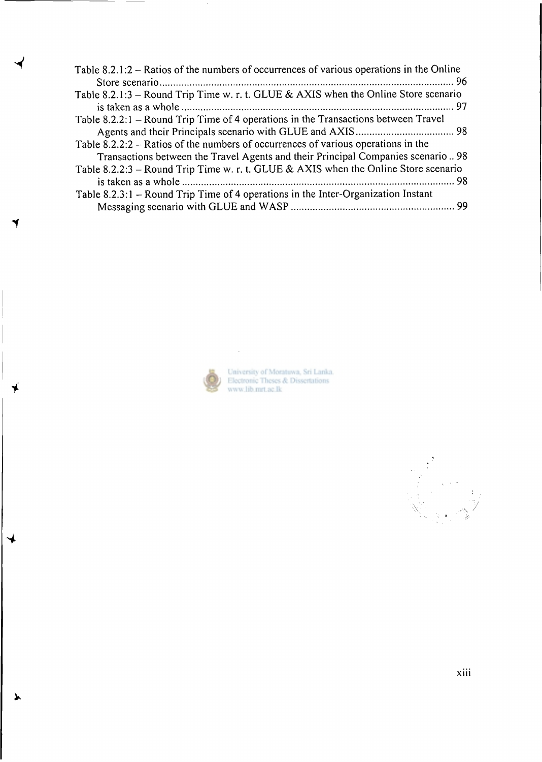Table 8.2.1:2 – Ratios of the numbers of occurrences of various operations in the Online Store scenario ........................................................................................................ 96

Table 8.2.1:3 – Round Trip Time w. r. t. GLUE & AXIS when the Online Store scenario is taken as a whole ............................................................................................... 97

Table 8.2.2:1 – Round Trip Time of 4 operations in the Transactions between Travel Agents and their Principals scenario with GLUE and AXIS .................................... 98

Table 8.2.2:2 – Ratios of the numbers of occurrences of various operations in the Transactions between the Travel Agents and their Principal Companies scenario .. 98

Table 8.2.2:3 – Round Trip Time w. r. t. GLUE & AXIS when the Online Store scenario is taken as a whole ............................................................................................... 98

Table 8.2.3:1 – Round Trip Time of 4 operations in the Inter-Organization Instant Messaging scenario with GLUE and WASP ........................................................... 99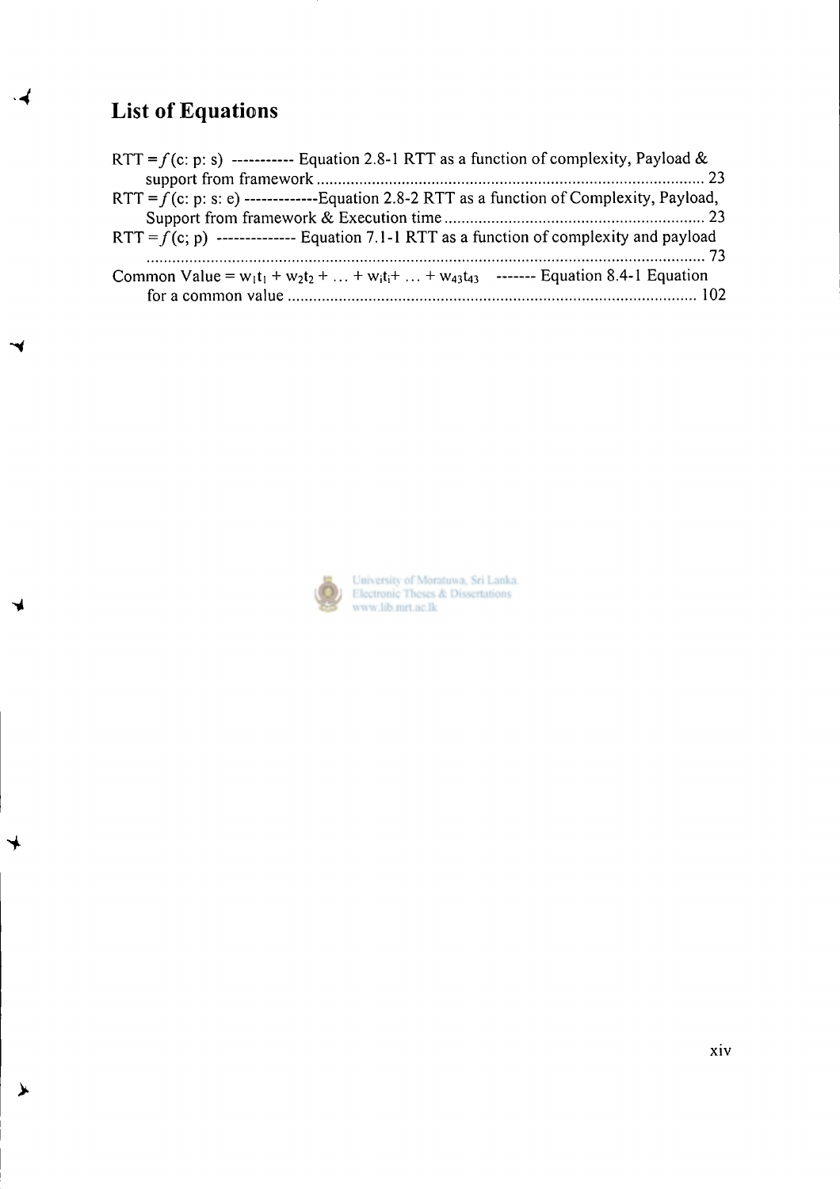# List of Equations

$RTT = f(c: p: s)$ ----------- Equation 2.8-1 RTT as a function of complexity, Payload & support from framework ........................................................................................... 23

$RTT = f(c: p: s: e)$ -------------Equation 2.8-2 RTT as a function of Complexity, Payload, Support from framework & Execution time ............................................................. 23

$RTT = f(c; p)$ -------------- Equation 7.1-1 RTT as a function of complexity and payload .................................................................................................................................. 73

Common Value = $w_1t_1 + w_2t_2 + \ldots + w_it_i + \ldots + w_{43}t_{43}$ ------- Equation 8.4-1 Equation for a common value ................................................................................................ 102